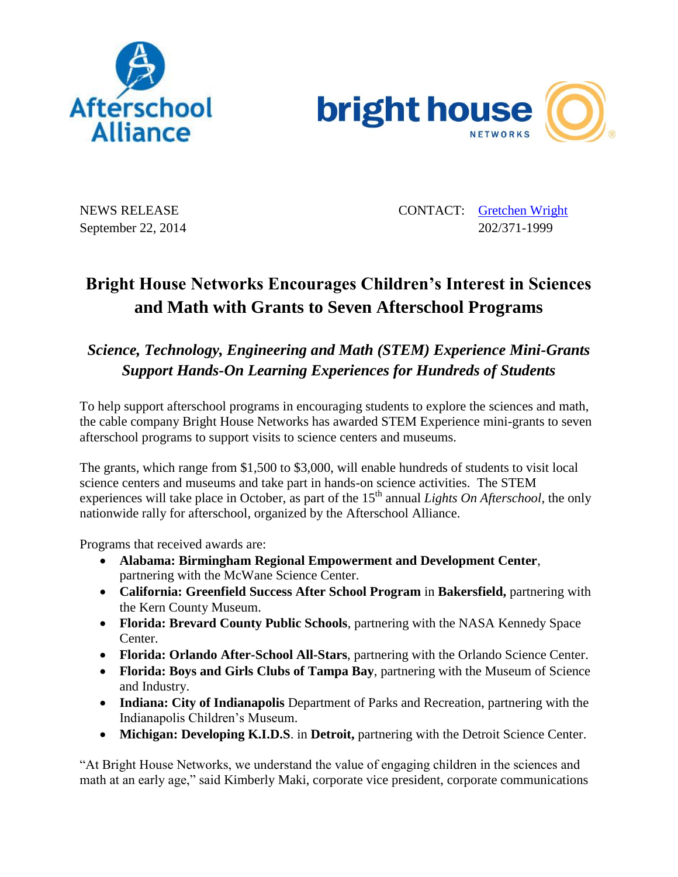Afterschool Alliance

bright house NETWORKS

NEWS RELEASE
September 22, 2014

CONTACT: [Gretchen Wright]
202/371-1999

# Bright House Networks Encourages Children's Interest in Sciences and Math with Grants to Seven Afterschool Programs

## *Science, Technology, Engineering and Math (STEM) Experience Mini-Grants Support Hands-On Learning Experiences for Hundreds of Students*

To help support afterschool programs in encouraging students to explore the sciences and math, the cable company Bright House Networks has awarded STEM Experience mini-grants to seven afterschool programs to support visits to science centers and museums.

The grants, which range from $1,500 to $3,000, will enable hundreds of students to visit local science centers and museums and take part in hands-on science activities. The STEM experiences will take place in October, as part of the 15th annual *Lights On Afterschool*, the only nationwide rally for afterschool, organized by the Afterschool Alliance.

Programs that received awards are:

- **Alabama: Birmingham Regional Empowerment and Development Center**, partnering with the McWane Science Center.
- **California: Greenfield Success After School Program** in **Bakersfield,** partnering with the Kern County Museum.
- **Florida: Brevard County Public Schools**, partnering with the NASA Kennedy Space Center.
- **Florida: Orlando After-School All-Stars**, partnering with the Orlando Science Center.
- **Florida: Boys and Girls Clubs of Tampa Bay**, partnering with the Museum of Science and Industry.
- **Indiana: City of Indianapolis** Department of Parks and Recreation, partnering with the Indianapolis Children's Museum.
- **Michigan: Developing K.I.D.S**. in **Detroit,** partnering with the Detroit Science Center.

"At Bright House Networks, we understand the value of engaging children in the sciences and math at an early age," said Kimberly Maki, corporate vice president, corporate communications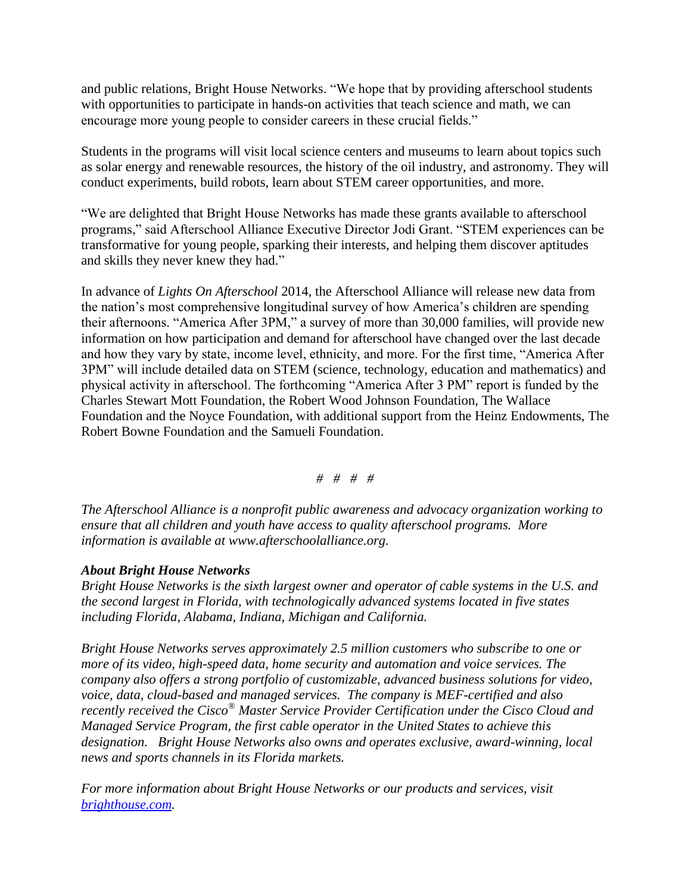and public relations, Bright House Networks. "We hope that by providing afterschool students with opportunities to participate in hands-on activities that teach science and math, we can encourage more young people to consider careers in these crucial fields."

Students in the programs will visit local science centers and museums to learn about topics such as solar energy and renewable resources, the history of the oil industry, and astronomy. They will conduct experiments, build robots, learn about STEM career opportunities, and more.

"We are delighted that Bright House Networks has made these grants available to afterschool programs," said Afterschool Alliance Executive Director Jodi Grant. "STEM experiences can be transformative for young people, sparking their interests, and helping them discover aptitudes and skills they never knew they had."

In advance of *Lights On Afterschool* 2014, the Afterschool Alliance will release new data from the nation's most comprehensive longitudinal survey of how America's children are spending their afternoons. "America After 3PM," a survey of more than 30,000 families, will provide new information on how participation and demand for afterschool have changed over the last decade and how they vary by state, income level, ethnicity, and more. For the first time, "America After 3PM" will include detailed data on STEM (science, technology, education and mathematics) and physical activity in afterschool. The forthcoming "America After 3 PM" report is funded by the Charles Stewart Mott Foundation, the Robert Wood Johnson Foundation, The Wallace Foundation and the Noyce Foundation, with additional support from the Heinz Endowments, The Robert Bowne Foundation and the Samueli Foundation.

*# # # #*

*The Afterschool Alliance is a nonprofit public awareness and advocacy organization working to ensure that all children and youth have access to quality afterschool programs. More information is available at www.afterschoolalliance.org.*

***About Bright House Networks***

*Bright House Networks is the sixth largest owner and operator of cable systems in the U.S. and the second largest in Florida, with technologically advanced systems located in five states including Florida, Alabama, Indiana, Michigan and California.*

*Bright House Networks serves approximately 2.5 million customers who subscribe to one or more of its video, high-speed data, home security and automation and voice services. The company also offers a strong portfolio of customizable, advanced business solutions for video, voice, data, cloud-based and managed services. The company is MEF-certified and also recently received the Cisco® Master Service Provider Certification under the Cisco Cloud and Managed Service Program, the first cable operator in the United States to achieve this designation. Bright House Networks also owns and operates exclusive, award-winning, local news and sports channels in its Florida markets.*

*For more information about Bright House Networks or our products and services, visit [brighthouse.com](brighthouse.com).*